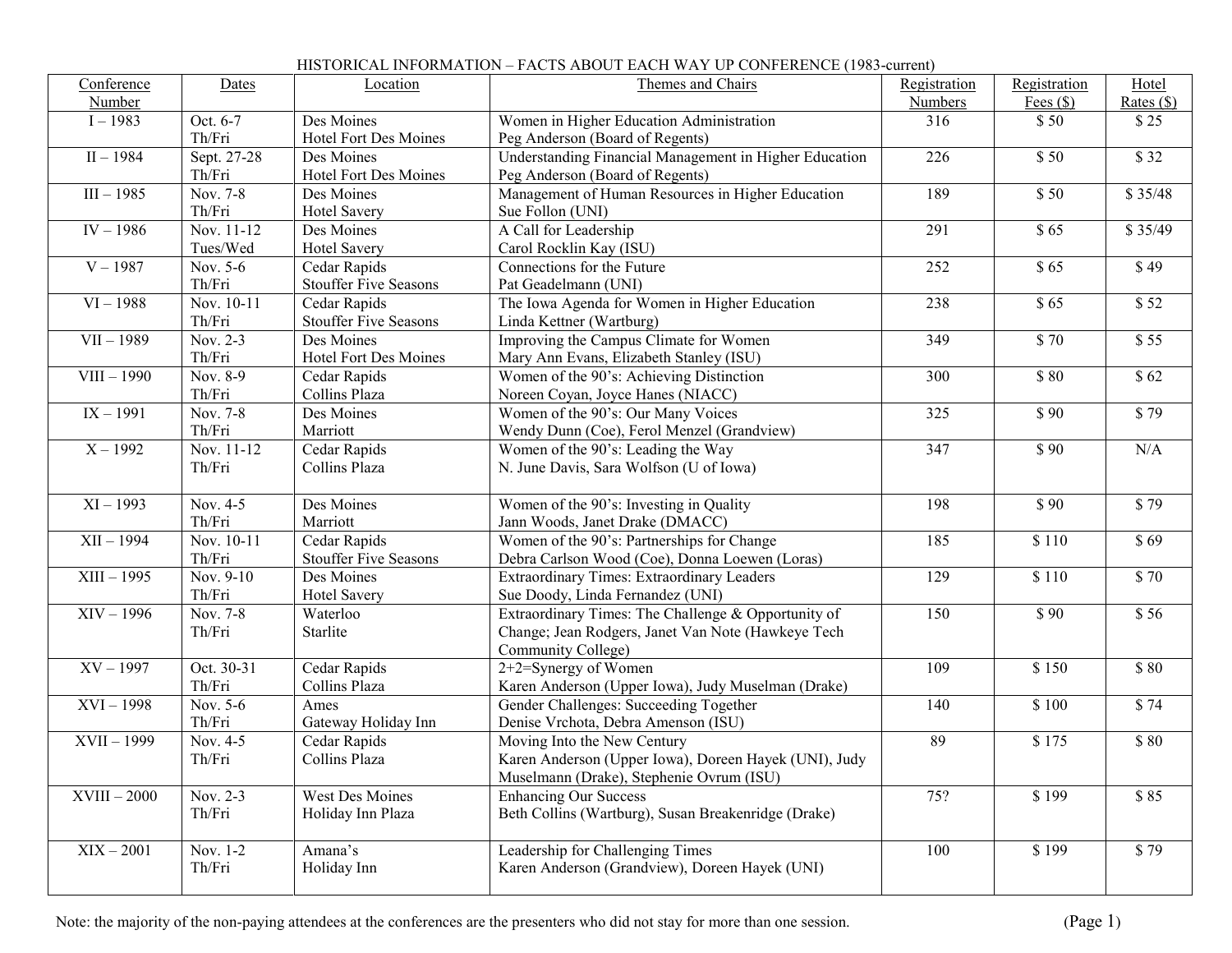# HISTORICAL INFORMATION – FACTS ABOUT EACH WAY UP CONFERENCE (1983-current)

| Conference Number | Dates | Location | Themes and Chairs | Registration Numbers | Registration Fees ($) | Hotel Rates ($) |
|---|---|---|---|---|---|---|
| I – 1983 | Oct. 6-7 Th/Fri | Des Moines Hotel Fort Des Moines | Women in Higher Education Administration Peg Anderson (Board of Regents) | 316 | $ 50 | $ 25 |
| II – 1984 | Sept. 27-28 Th/Fri | Des Moines Hotel Fort Des Moines | Understanding Financial Management in Higher Education Peg Anderson (Board of Regents) | 226 | $ 50 | $ 32 |
| III – 1985 | Nov. 7-8 Th/Fri | Des Moines Hotel Savery | Management of Human Resources in Higher Education Sue Follon (UNI) | 189 | $ 50 | $ 35/48 |
| IV – 1986 | Nov. 11-12 Tues/Wed | Des Moines Hotel Savery | A Call for Leadership Carol Rocklin Kay (ISU) | 291 | $ 65 | $ 35/49 |
| V – 1987 | Nov. 5-6 Th/Fri | Cedar Rapids Stouffer Five Seasons | Connections for the Future Pat Geadelmann (UNI) | 252 | $ 65 | $ 49 |
| VI – 1988 | Nov. 10-11 Th/Fri | Cedar Rapids Stouffer Five Seasons | The Iowa Agenda for Women in Higher Education Linda Kettner (Wartburg) | 238 | $ 65 | $ 52 |
| VII – 1989 | Nov. 2-3 Th/Fri | Des Moines Hotel Fort Des Moines | Improving the Campus Climate for Women Mary Ann Evans, Elizabeth Stanley (ISU) | 349 | $ 70 | $ 55 |
| VIII – 1990 | Nov. 8-9 Th/Fri | Cedar Rapids Collins Plaza | Women of the 90's: Achieving Distinction Noreen Coyan, Joyce Hanes (NIACC) | 300 | $ 80 | $ 62 |
| IX – 1991 | Nov. 7-8 Th/Fri | Des Moines Marriott | Women of the 90's: Our Many Voices Wendy Dunn (Coe), Ferol Menzel (Grandview) | 325 | $ 90 | $ 79 |
| X – 1992 | Nov. 11-12 Th/Fri | Cedar Rapids Collins Plaza | Women of the 90's: Leading the Way N. June Davis, Sara Wolfson (U of Iowa) | 347 | $ 90 | N/A |
| XI – 1993 | Nov. 4-5 Th/Fri | Des Moines Marriott | Women of the 90's: Investing in Quality Jann Woods, Janet Drake (DMACC) | 198 | $ 90 | $ 79 |
| XII – 1994 | Nov. 10-11 Th/Fri | Cedar Rapids Stouffer Five Seasons | Women of the 90's: Partnerships for Change Debra Carlson Wood (Coe), Donna Loewen (Loras) | 185 | $ 110 | $ 69 |
| XIII – 1995 | Nov. 9-10 Th/Fri | Des Moines Hotel Savery | Extraordinary Times: Extraordinary Leaders Sue Doody, Linda Fernandez (UNI) | 129 | $ 110 | $ 70 |
| XIV – 1996 | Nov. 7-8 Th/Fri | Waterloo Starlite | Extraordinary Times: The Challenge & Opportunity of Change; Jean Rodgers, Janet Van Note (Hawkeye Tech Community College) | 150 | $ 90 | $ 56 |
| XV – 1997 | Oct. 30-31 Th/Fri | Cedar Rapids Collins Plaza | 2+2=Synergy of Women Karen Anderson (Upper Iowa), Judy Muselman (Drake) | 109 | $ 150 | $ 80 |
| XVI – 1998 | Nov. 5-6 Th/Fri | Ames Gateway Holiday Inn | Gender Challenges: Succeeding Together Denise Vrchota, Debra Amenson (ISU) | 140 | $ 100 | $ 74 |
| XVII – 1999 | Nov. 4-5 Th/Fri | Cedar Rapids Collins Plaza | Moving Into the New Century Karen Anderson (Upper Iowa), Doreen Hayek (UNI), Judy Muselmann (Drake), Stephenie Ovrum (ISU) | 89 | $ 175 | $ 80 |
| XVIII – 2000 | Nov. 2-3 Th/Fri | West Des Moines Holiday Inn Plaza | Enhancing Our Success Beth Collins (Wartburg), Susan Breakenridge (Drake) | 75? | $ 199 | $ 85 |
| XIX – 2001 | Nov. 1-2 Th/Fri | Amana's Holiday Inn | Leadership for Challenging Times Karen Anderson (Grandview), Doreen Hayek (UNI) | 100 | $ 199 | $ 79 |

Note: the majority of the non-paying attendees at the conferences are the presenters who did not stay for more than one session.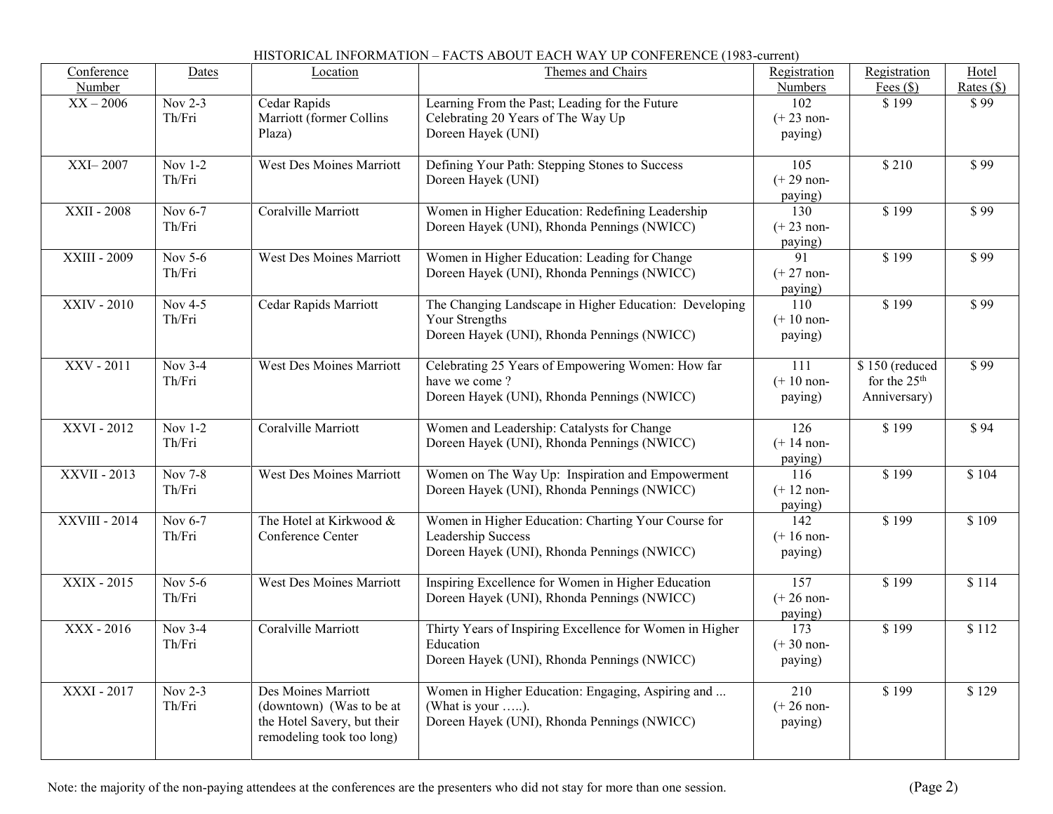HISTORICAL INFORMATION – FACTS ABOUT EACH WAY UP CONFERENCE (1983-current)

| Conference Number | Dates | Location | Themes and Chairs | Registration Numbers | Registration Fees ($) | Hotel Rates ($) |
|---|---|---|---|---|---|---|
| XX – 2006 | Nov 2-3 Th/Fri | Cedar Rapids Marriott (former Collins Plaza) | Learning From the Past; Leading for the Future Celebrating 20 Years of The Way Up Doreen Hayek (UNI) | 102 (+ 23 non-paying) | $ 199 | $ 99 |
| XXI– 2007 | Nov 1-2 Th/Fri | West Des Moines Marriott | Defining Your Path: Stepping Stones to Success Doreen Hayek (UNI) | 105 (+ 29 non-paying) | $ 210 | $ 99 |
| XXII - 2008 | Nov 6-7 Th/Fri | Coralville Marriott | Women in Higher Education: Redefining Leadership Doreen Hayek (UNI), Rhonda Pennings (NWICC) | 130 (+ 23 non-paying) | $ 199 | $ 99 |
| XXIII - 2009 | Nov 5-6 Th/Fri | West Des Moines Marriott | Women in Higher Education: Leading for Change Doreen Hayek (UNI), Rhonda Pennings (NWICC) | 91 (+ 27 non-paying) | $ 199 | $ 99 |
| XXIV - 2010 | Nov 4-5 Th/Fri | Cedar Rapids Marriott | The Changing Landscape in Higher Education: Developing Your Strengths Doreen Hayek (UNI), Rhonda Pennings (NWICC) | 110 (+ 10 non-paying) | $ 199 | $ 99 |
| XXV - 2011 | Nov 3-4 Th/Fri | West Des Moines Marriott | Celebrating 25 Years of Empowering Women: How far have we come ? Doreen Hayek (UNI), Rhonda Pennings (NWICC) | 111 (+ 10 non-paying) | $ 150 (reduced for the 25th Anniversary) | $ 99 |
| XXVI - 2012 | Nov 1-2 Th/Fri | Coralville Marriott | Women and Leadership: Catalysts for Change Doreen Hayek (UNI), Rhonda Pennings (NWICC) | 126 (+ 14 non-paying) | $ 199 | $ 94 |
| XXVII - 2013 | Nov 7-8 Th/Fri | West Des Moines Marriott | Women on The Way Up: Inspiration and Empowerment Doreen Hayek (UNI), Rhonda Pennings (NWICC) | 116 (+ 12 non-paying) | $ 199 | $ 104 |
| XXVIII - 2014 | Nov 6-7 Th/Fri | The Hotel at Kirkwood & Conference Center | Women in Higher Education: Charting Your Course for Leadership Success Doreen Hayek (UNI), Rhonda Pennings (NWICC) | 142 (+ 16 non-paying) | $ 199 | $ 109 |
| XXIX - 2015 | Nov 5-6 Th/Fri | West Des Moines Marriott | Inspiring Excellence for Women in Higher Education Doreen Hayek (UNI), Rhonda Pennings (NWICC) | 157 (+ 26 non-paying) | $ 199 | $ 114 |
| XXX - 2016 | Nov 3-4 Th/Fri | Coralville Marriott | Thirty Years of Inspiring Excellence for Women in Higher Education Doreen Hayek (UNI), Rhonda Pennings (NWICC) | 173 (+ 30 non-paying) | $ 199 | $ 112 |
| XXXI - 2017 | Nov 2-3 Th/Fri | Des Moines Marriott (downtown) (Was to be at the Hotel Savery, but their remodeling took too long) | Women in Higher Education: Engaging, Aspiring and ... (What is your …..). Doreen Hayek (UNI), Rhonda Pennings (NWICC) | 210 (+ 26 non-paying) | $ 199 | $ 129 |

Note: the majority of the non-paying attendees at the conferences are the presenters who did not stay for more than one session.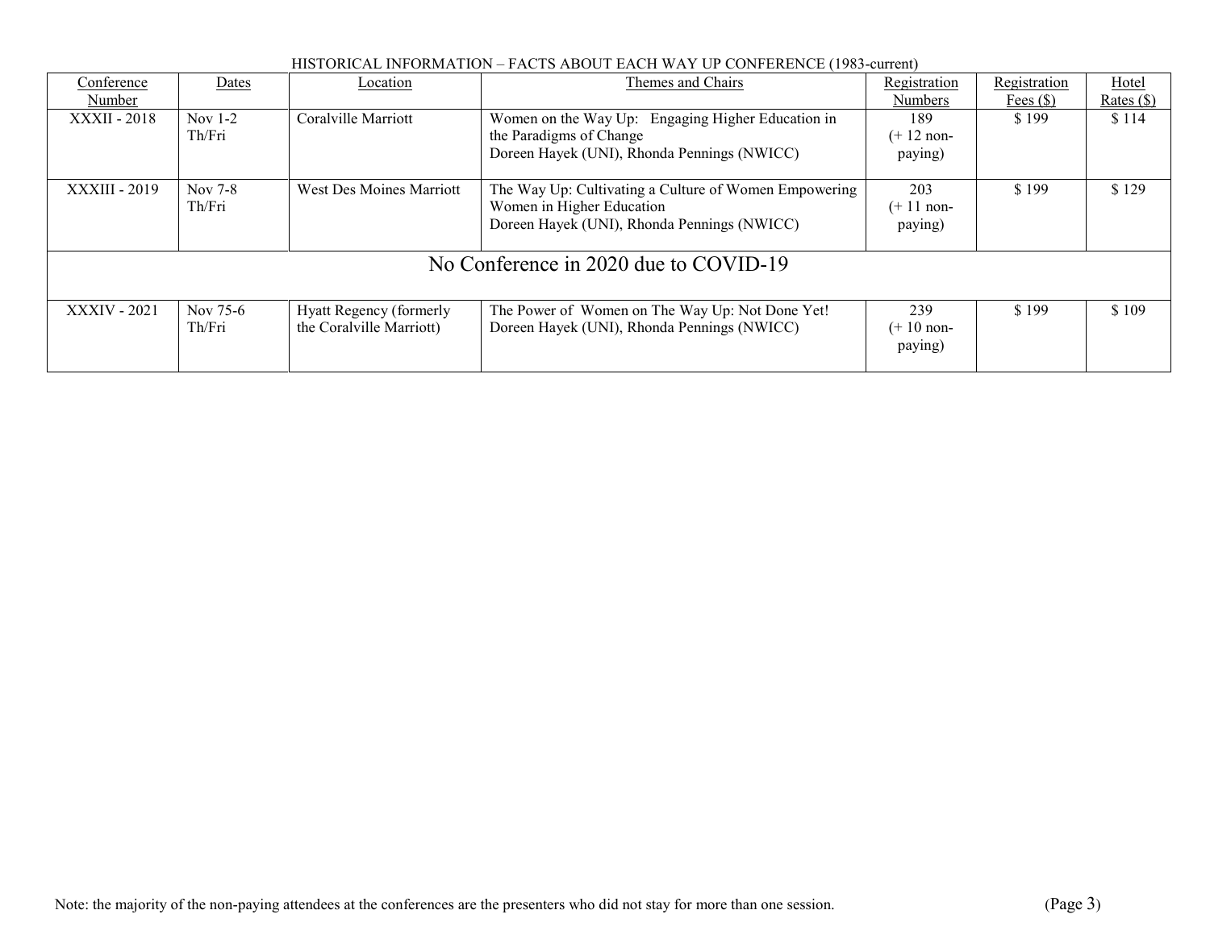HISTORICAL INFORMATION – FACTS ABOUT EACH WAY UP CONFERENCE (1983-current)

| Conference Number | Dates | Location | Themes and Chairs | Registration Numbers | Registration Fees ($) | Hotel Rates ($) |
|---|---|---|---|---|---|---|
| XXXII - 2018 | Nov 1-2 Th/Fri | Coralville Marriott | Women on the Way Up: Engaging Higher Education in the Paradigms of Change<br>Doreen Hayek (UNI), Rhonda Pennings (NWICC) | 189 (+ 12 non-paying) | $ 199 | $ 114 |
| XXXIII - 2019 | Nov 7-8 Th/Fri | West Des Moines Marriott | The Way Up: Cultivating a Culture of Women Empowering Women in Higher Education<br>Doreen Hayek (UNI), Rhonda Pennings (NWICC) | 203 (+ 11 non-paying) | $ 199 | $ 129 |
| No Conference in 2020 due to COVID-19 | | | | | | |
| XXXIV - 2021 | Nov 75-6 Th/Fri | Hyatt Regency (formerly the Coralville Marriott) | The Power of Women on The Way Up: Not Done Yet!<br>Doreen Hayek (UNI), Rhonda Pennings (NWICC) | 239 (+ 10 non-paying) | $ 199 | $ 109 |

Note: the majority of the non-paying attendees at the conferences are the presenters who did not stay for more than one session.